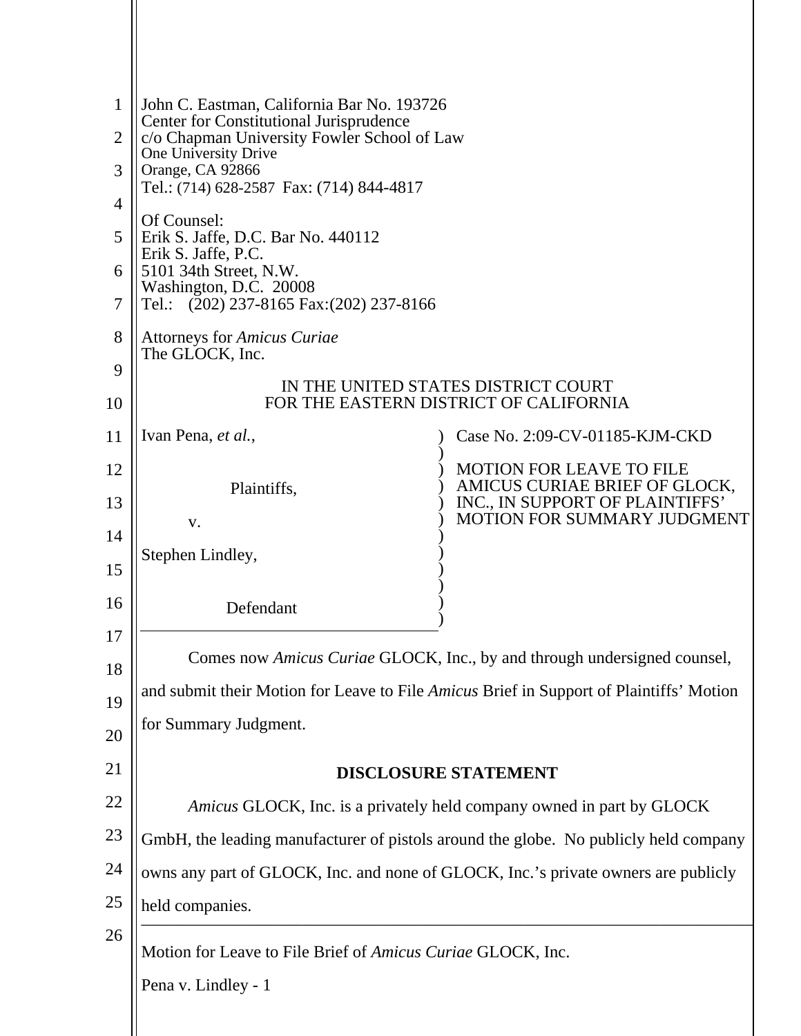John C. Eastman, California Bar No. 193726
Center for Constitutional Jurisprudence
c/o Chapman University Fowler School of Law
One University Drive
Orange, CA 92866
Tel.: (714) 628-2587 Fax: (714) 844-4817

Of Counsel:
Erik S. Jaffe, D.C. Bar No. 440112
Erik S. Jaffe, P.C.
5101 34th Street, N.W.
Washington, D.C. 20008
Tel.: (202) 237-8165 Fax:(202) 237-8166

Attorneys for *Amicus Curiae*
The GLOCK, Inc.

IN THE UNITED STATES DISTRICT COURT
FOR THE EASTERN DISTRICT OF CALIFORNIA

| | |
|---|---|
| Ivan Pena, *et al.*,<br><br>Plaintiffs,<br><br>v.<br><br>Stephen Lindley,<br><br>Defendant | Case No. 2:09-CV-01185-KJM-CKD<br><br>MOTION FOR LEAVE TO FILE AMICUS CURIAE BRIEF OF GLOCK, INC., IN SUPPORT OF PLAINTIFFS' MOTION FOR SUMMARY JUDGMENT |

Comes now *Amicus Curiae* GLOCK, Inc., by and through undersigned counsel, and submit their Motion for Leave to File *Amicus* Brief in Support of Plaintiffs' Motion for Summary Judgment.

**DISCLOSURE STATEMENT**

*Amicus* GLOCK, Inc. is a privately held company owned in part by GLOCK GmbH, the leading manufacturer of pistols around the globe. No publicly held company owns any part of GLOCK, Inc. and none of GLOCK, Inc.'s private owners are publicly held companies.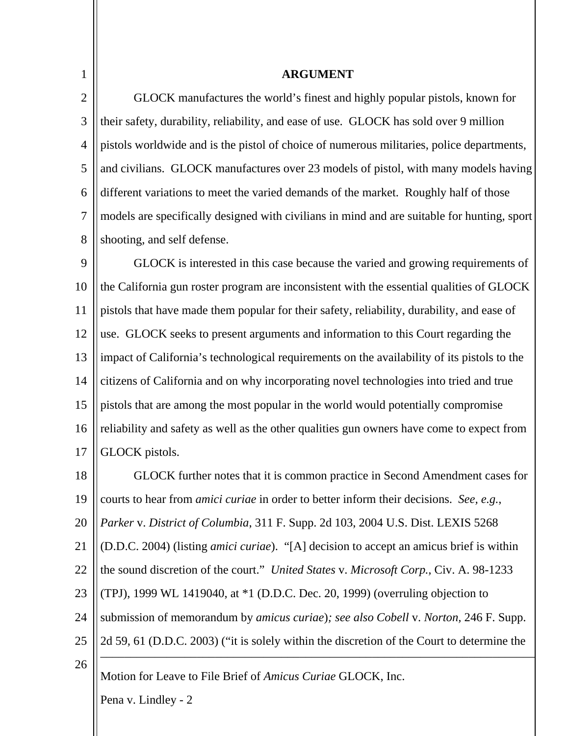## ARGUMENT

GLOCK manufactures the world's finest and highly popular pistols, known for their safety, durability, reliability, and ease of use. GLOCK has sold over 9 million pistols worldwide and is the pistol of choice of numerous militaries, police departments, and civilians. GLOCK manufactures over 23 models of pistol, with many models having different variations to meet the varied demands of the market. Roughly half of those models are specifically designed with civilians in mind and are suitable for hunting, sport shooting, and self defense.

GLOCK is interested in this case because the varied and growing requirements of the California gun roster program are inconsistent with the essential qualities of GLOCK pistols that have made them popular for their safety, reliability, durability, and ease of use. GLOCK seeks to present arguments and information to this Court regarding the impact of California's technological requirements on the availability of its pistols to the citizens of California and on why incorporating novel technologies into tried and true pistols that are among the most popular in the world would potentially compromise reliability and safety as well as the other qualities gun owners have come to expect from GLOCK pistols.

GLOCK further notes that it is common practice in Second Amendment cases for courts to hear from *amici curiae* in order to better inform their decisions. *See, e.g.*, *Parker* v. *District of Columbia*, 311 F. Supp. 2d 103, 2004 U.S. Dist. LEXIS 5268 (D.D.C. 2004) (listing *amici curiae*). "[A] decision to accept an amicus brief is within the sound discretion of the court." *United States* v. *Microsoft Corp.,* Civ. A. 98-1233 (TPJ), 1999 WL 1419040, at *1 (D.D.C. Dec. 20, 1999) (overruling objection to submission of memorandum by *amicus curiae*)*; see also Cobell* v. *Norton,* 246 F. Supp. 2d 59, 61 (D.D.C. 2003) ("it is solely within the discretion of the Court to determine the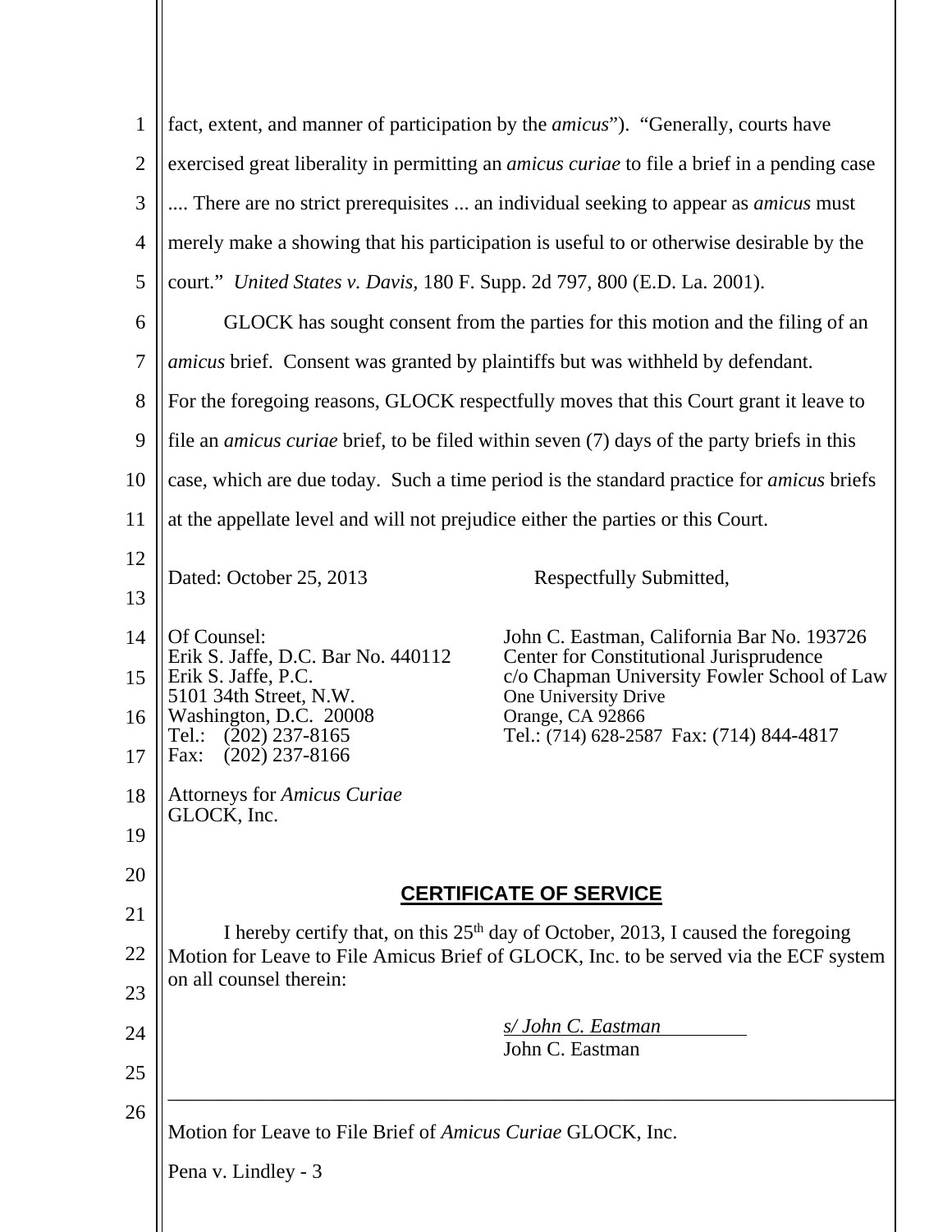fact, extent, and manner of participation by the *amicus*"). "Generally, courts have exercised great liberality in permitting an *amicus curiae* to file a brief in a pending case .... There are no strict prerequisites ... an individual seeking to appear as *amicus* must merely make a showing that his participation is useful to or otherwise desirable by the court." *United States v. Davis*, 180 F. Supp. 2d 797, 800 (E.D. La. 2001).

GLOCK has sought consent from the parties for this motion and the filing of an *amicus* brief. Consent was granted by plaintiffs but was withheld by defendant. For the foregoing reasons, GLOCK respectfully moves that this Court grant it leave to file an *amicus curiae* brief, to be filed within seven (7) days of the party briefs in this case, which are due today. Such a time period is the standard practice for *amicus* briefs at the appellate level and will not prejudice either the parties or this Court.

Dated: October 25, 2013

Respectfully Submitted,

John C. Eastman, California Bar No. 193726
Center for Constitutional Jurisprudence
c/o Chapman University Fowler School of Law
One University Drive
Orange, CA 92866
Tel.: (714) 628-2587 Fax: (714) 844-4817

Of Counsel:
Erik S. Jaffe, D.C. Bar No. 440112
Erik S. Jaffe, P.C.
5101 34th Street, N.W.
Washington, D.C. 20008
Tel.: (202) 237-8165
Fax: (202) 237-8166

Attorneys for *Amicus Curiae* GLOCK, Inc.

## CERTIFICATE OF SERVICE

I hereby certify that, on this 25th day of October, 2013, I caused the foregoing Motion for Leave to File Amicus Brief of GLOCK, Inc. to be served via the ECF system on all counsel therein:

*s/ John C. Eastman*
John C. Eastman